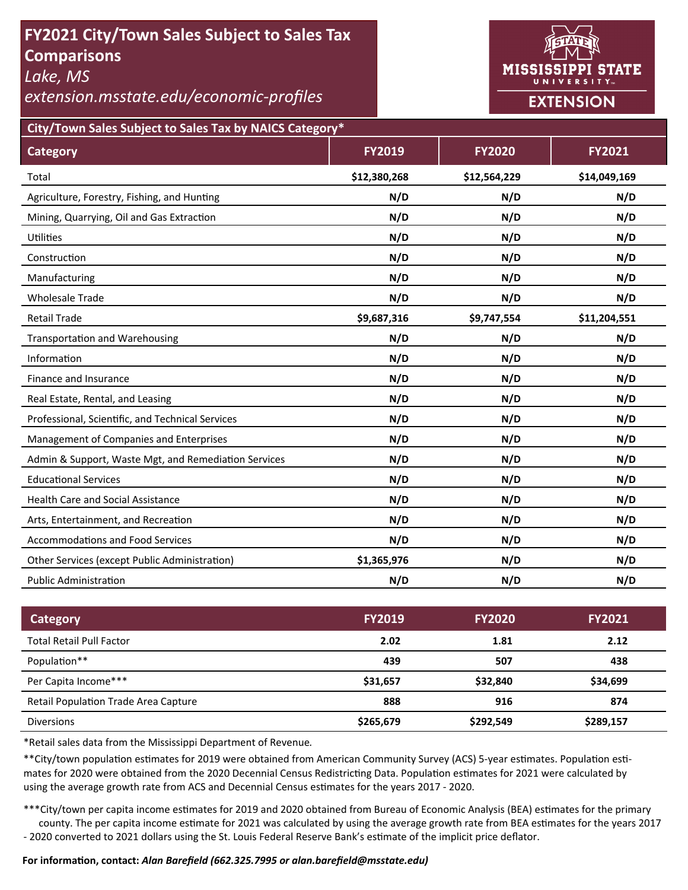# FY2021 City/Town Sales Subject to Sales Tax Comparisons

*Lake, MS*

*extension.msstate.edu/economic-profiles*

MISSISSIPPI STATE UNIVERSITY EXTENSION

## City/Town Sales Subject to Sales Tax by NAICS Category*

| Category | FY2019 | FY2020 | FY2021 |
|---|---|---|---|
| Total | **$12,380,268** | **$12,564,229** | **$14,049,169** |
| Agriculture, Forestry, Fishing, and Hunting | **N/D** | **N/D** | **N/D** |
| Mining, Quarrying, Oil and Gas Extraction | **N/D** | **N/D** | **N/D** |
| Utilities | **N/D** | **N/D** | **N/D** |
| Construction | **N/D** | **N/D** | **N/D** |
| Manufacturing | **N/D** | **N/D** | **N/D** |
| Wholesale Trade | **N/D** | **N/D** | **N/D** |
| Retail Trade | **$9,687,316** | **$9,747,554** | **$11,204,551** |
| Transportation and Warehousing | **N/D** | **N/D** | **N/D** |
| Information | **N/D** | **N/D** | **N/D** |
| Finance and Insurance | **N/D** | **N/D** | **N/D** |
| Real Estate, Rental, and Leasing | **N/D** | **N/D** | **N/D** |
| Professional, Scientific, and Technical Services | **N/D** | **N/D** | **N/D** |
| Management of Companies and Enterprises | **N/D** | **N/D** | **N/D** |
| Admin & Support, Waste Mgt, and Remediation Services | **N/D** | **N/D** | **N/D** |
| Educational Services | **N/D** | **N/D** | **N/D** |
| Health Care and Social Assistance | **N/D** | **N/D** | **N/D** |
| Arts, Entertainment, and Recreation | **N/D** | **N/D** | **N/D** |
| Accommodations and Food Services | **N/D** | **N/D** | **N/D** |
| Other Services (except Public Administration) | **$1,365,976** | **N/D** | **N/D** |
| Public Administration | **N/D** | **N/D** | **N/D** |

| Category | FY2019 | FY2020 | FY2021 |
|---|---|---|---|
| Total Retail Pull Factor | **2.02** | **1.81** | **2.12** |
| Population** | **439** | **507** | **438** |
| Per Capita Income*** | **$31,657** | **$32,840** | **$34,699** |
| Retail Population Trade Area Capture | **888** | **916** | **874** |
| Diversions | **$265,679** | **$292,549** | **$289,157** |

*Retail sales data from the Mississippi Department of Revenue.

**City/town population estimates for 2019 were obtained from American Community Survey (ACS) 5-year estimates. Population estimates for 2020 were obtained from the 2020 Decennial Census Redistricting Data. Population estimates for 2021 were calculated by using the average growth rate from ACS and Decennial Census estimates for the years 2017 - 2020.

***City/town per capita income estimates for 2019 and 2020 obtained from Bureau of Economic Analysis (BEA) estimates for the primary county. The per capita income estimate for 2021 was calculated by using the average growth rate from BEA estimates for the years 2017 - 2020 converted to 2021 dollars using the St. Louis Federal Reserve Bank's estimate of the implicit price deflator.

**For information, contact:** ***Alan Barefield (662.325.7995 or alan.barefield@msstate.edu)***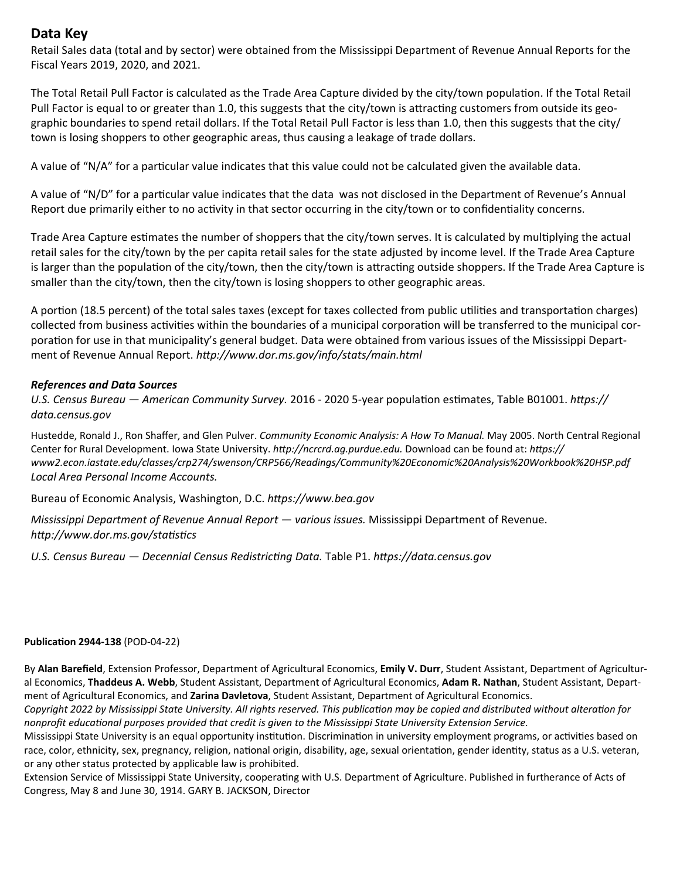## Data Key

Retail Sales data (total and by sector) were obtained from the Mississippi Department of Revenue Annual Reports for the Fiscal Years 2019, 2020, and 2021.

The Total Retail Pull Factor is calculated as the Trade Area Capture divided by the city/town population. If the Total Retail Pull Factor is equal to or greater than 1.0, this suggests that the city/town is attracting customers from outside its geographic boundaries to spend retail dollars. If the Total Retail Pull Factor is less than 1.0, then this suggests that the city/town is losing shoppers to other geographic areas, thus causing a leakage of trade dollars.

A value of "N/A" for a particular value indicates that this value could not be calculated given the available data.

A value of "N/D" for a particular value indicates that the data was not disclosed in the Department of Revenue's Annual Report due primarily either to no activity in that sector occurring in the city/town or to confidentiality concerns.

Trade Area Capture estimates the number of shoppers that the city/town serves. It is calculated by multiplying the actual retail sales for the city/town by the per capita retail sales for the state adjusted by income level. If the Trade Area Capture is larger than the population of the city/town, then the city/town is attracting outside shoppers. If the Trade Area Capture is smaller than the city/town, then the city/town is losing shoppers to other geographic areas.

A portion (18.5 percent) of the total sales taxes (except for taxes collected from public utilities and transportation charges) collected from business activities within the boundaries of a municipal corporation will be transferred to the municipal corporation for use in that municipality's general budget. Data were obtained from various issues of the Mississippi Department of Revenue Annual Report. *http://www.dor.ms.gov/info/stats/main.html*

### *References and Data Sources*

*U.S. Census Bureau — American Community Survey.* 2016 - 2020 5-year population estimates, Table B01001. *https://data.census.gov*

Hustedde, Ronald J., Ron Shaffer, and Glen Pulver. *Community Economic Analysis: A How To Manual.* May 2005. North Central Regional Center for Rural Development. Iowa State University. *http://ncrcrd.ag.purdue.edu.* Download can be found at: *https://www2.econ.iastate.edu/classes/crp274/swenson/CRP566/Readings/Community%20Economic%20Analysis%20Workbook%20HSP.pdf* *Local Area Personal Income Accounts.*

Bureau of Economic Analysis, Washington, D.C. *https://www.bea.gov*

*Mississippi Department of Revenue Annual Report — various issues.* Mississippi Department of Revenue. *http://www.dor.ms.gov/statistics*

*U.S. Census Bureau — Decennial Census Redistricting Data.* Table P1. *https://data.census.gov*

**Publication 2944-138** (POD-04-22)

By **Alan Barefield**, Extension Professor, Department of Agricultural Economics, **Emily V. Durr**, Student Assistant, Department of Agricultural Economics, **Thaddeus A. Webb**, Student Assistant, Department of Agricultural Economics, **Adam R. Nathan**, Student Assistant, Department of Agricultural Economics, and **Zarina Davletova**, Student Assistant, Department of Agricultural Economics.

*Copyright 2022 by Mississippi State University. All rights reserved. This publication may be copied and distributed without alteration for nonprofit educational purposes provided that credit is given to the Mississippi State University Extension Service.*

Mississippi State University is an equal opportunity institution. Discrimination in university employment programs, or activities based on race, color, ethnicity, sex, pregnancy, religion, national origin, disability, age, sexual orientation, gender identity, status as a U.S. veteran, or any other status protected by applicable law is prohibited.

Extension Service of Mississippi State University, cooperating with U.S. Department of Agriculture. Published in furtherance of Acts of Congress, May 8 and June 30, 1914. GARY B. JACKSON, Director